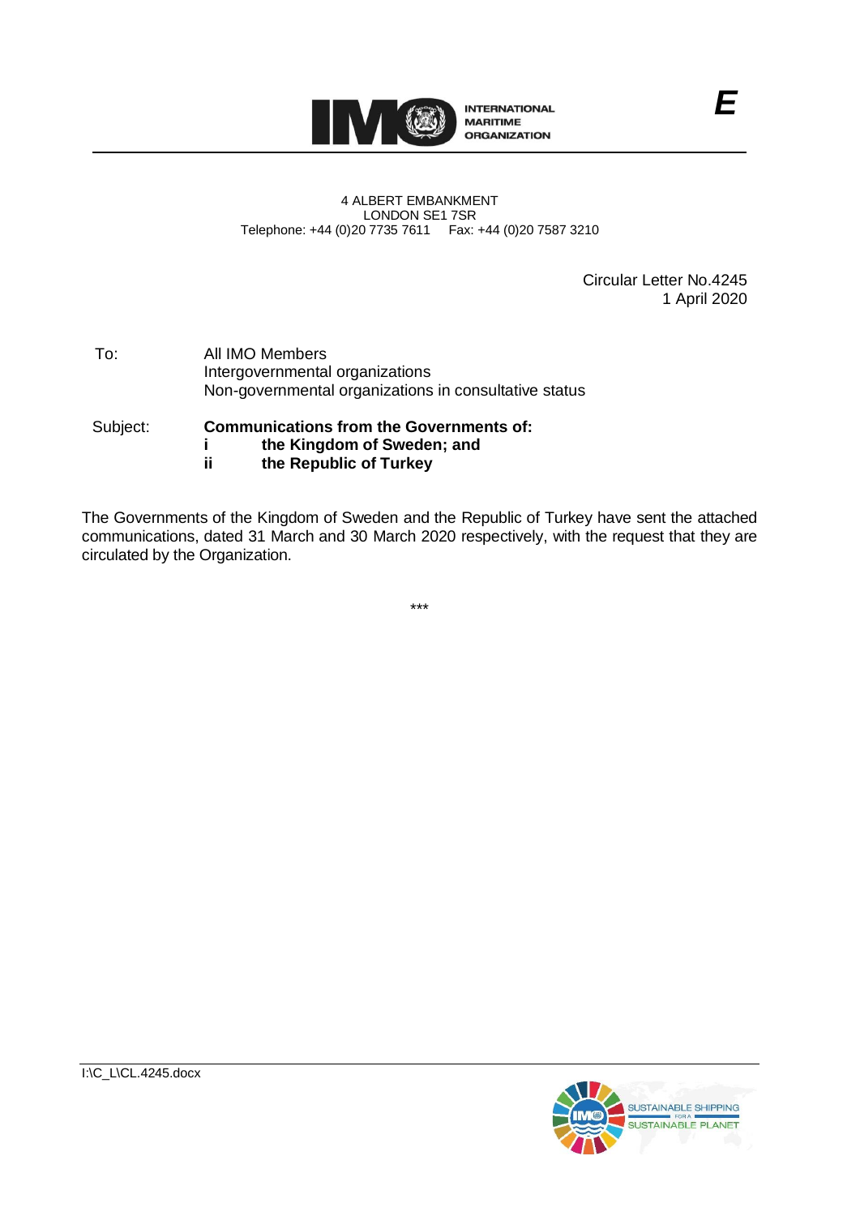**E**

INTERNATIONAL MARITIME ORGANIZATION

4 ALBERT EMBANKMENT
LONDON SE1 7SR
Telephone: +44 (0)20 7735 7611 Fax: +44 (0)20 7587 3210

Circular Letter No.4245
1 April 2020

To: All IMO Members
Intergovernmental organizations
Non-governmental organizations in consultative status

Subject: **Communications from the Governments of:**
**i the Kingdom of Sweden; and**
**ii the Republic of Turkey**

The Governments of the Kingdom of Sweden and the Republic of Turkey have sent the attached communications, dated 31 March and 30 March 2020 respectively, with the request that they are circulated by the Organization.

\*\*\*

I:\C_L\CL.4245.docx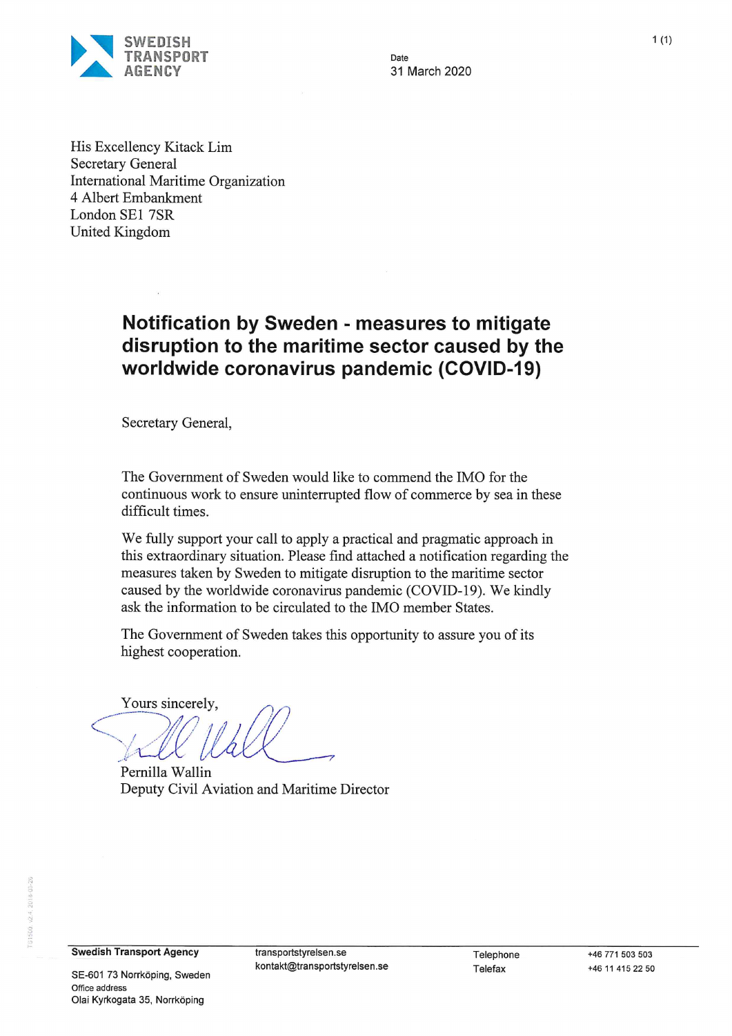SWEDISH TRANSPORT AGENCY

Date
31 March 2020

His Excellency Kitack Lim
Secretary General
International Maritime Organization
4 Albert Embankment
London SE1 7SR
United Kingdom

## Notification by Sweden - measures to mitigate disruption to the maritime sector caused by the worldwide coronavirus pandemic (COVID-19)

Secretary General,

The Government of Sweden would like to commend the IMO for the continuous work to ensure uninterrupted flow of commerce by sea in these difficult times.

We fully support your call to apply a practical and pragmatic approach in this extraordinary situation. Please find attached a notification regarding the measures taken by Sweden to mitigate disruption to the maritime sector caused by the worldwide coronavirus pandemic (COVID-19). We kindly ask the information to be circulated to the IMO member States.

The Government of Sweden takes this opportunity to assure you of its highest cooperation.

Yours sincerely,

Pernilla Wallin
Deputy Civil Aviation and Maritime Director

**Swedish Transport Agency**
SE-601 73 Norrköping, Sweden
Office address
Olai Kyrkogata 35, Norrköping

transportstyrelsen.se
kontakt@transportstyrelsen.se

Telephone +46 771 503 503
Telefax +46 11 415 22 50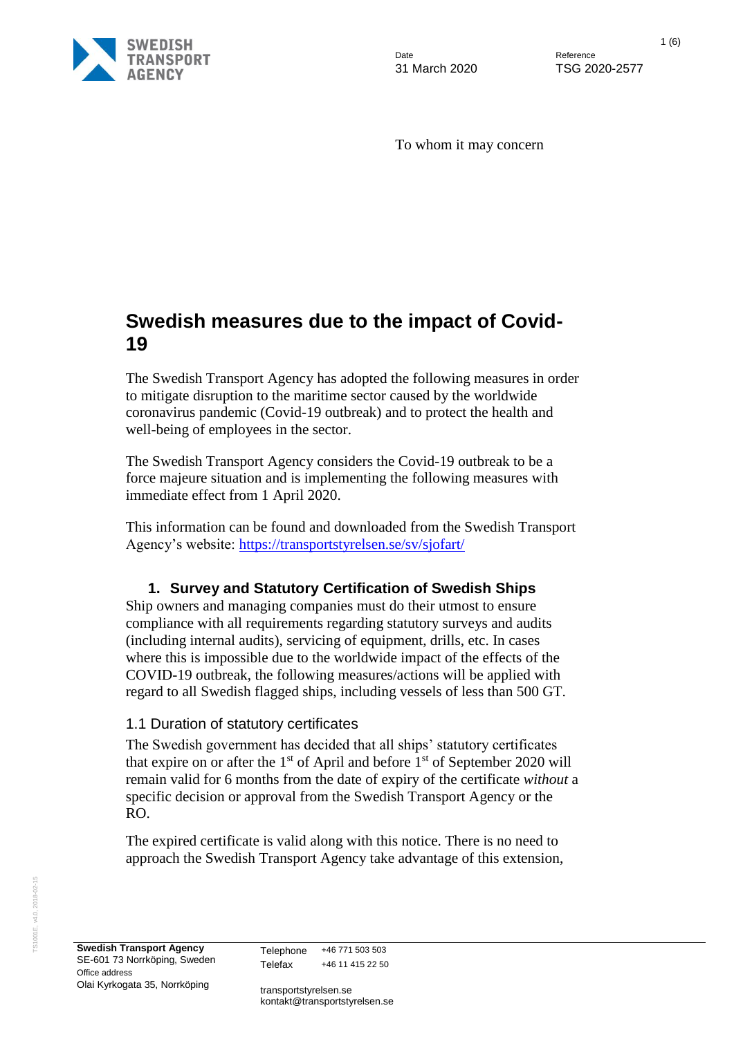Date
31 March 2020

Reference
TSG 2020-2577

To whom it may concern

# Swedish measures due to the impact of Covid-19

The Swedish Transport Agency has adopted the following measures in order to mitigate disruption to the maritime sector caused by the worldwide coronavirus pandemic (Covid-19 outbreak) and to protect the health and well-being of employees in the sector.

The Swedish Transport Agency considers the Covid-19 outbreak to be a force majeure situation and is implementing the following measures with immediate effect from 1 April 2020.

This information can be found and downloaded from the Swedish Transport Agency's website: https://transportstyrelsen.se/sv/sjofart/

## 1. Survey and Statutory Certification of Swedish Ships

Ship owners and managing companies must do their utmost to ensure compliance with all requirements regarding statutory surveys and audits (including internal audits), servicing of equipment, drills, etc. In cases where this is impossible due to the worldwide impact of the effects of the COVID-19 outbreak, the following measures/actions will be applied with regard to all Swedish flagged ships, including vessels of less than 500 GT.

### 1.1 Duration of statutory certificates

The Swedish government has decided that all ships' statutory certificates that expire on or after the 1st of April and before 1st of September 2020 will remain valid for 6 months from the date of expiry of the certificate *without* a specific decision or approval from the Swedish Transport Agency or the RO.

The expired certificate is valid along with this notice. There is no need to approach the Swedish Transport Agency take advantage of this extension,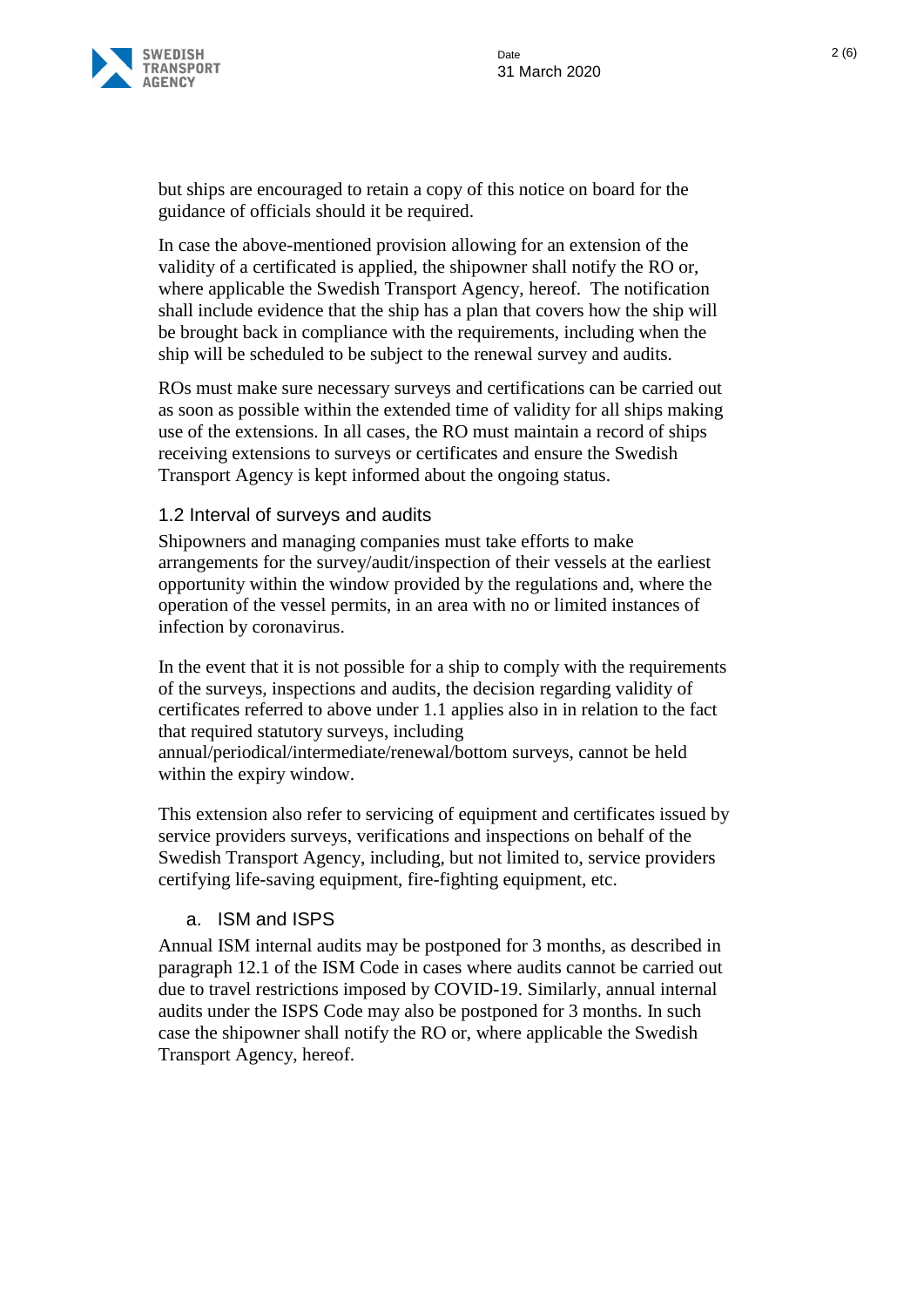but ships are encouraged to retain a copy of this notice on board for the guidance of officials should it be required.

In case the above-mentioned provision allowing for an extension of the validity of a certificated is applied, the shipowner shall notify the RO or, where applicable the Swedish Transport Agency, hereof. The notification shall include evidence that the ship has a plan that covers how the ship will be brought back in compliance with the requirements, including when the ship will be scheduled to be subject to the renewal survey and audits.

ROs must make sure necessary surveys and certifications can be carried out as soon as possible within the extended time of validity for all ships making use of the extensions. In all cases, the RO must maintain a record of ships receiving extensions to surveys or certificates and ensure the Swedish Transport Agency is kept informed about the ongoing status.

### 1.2 Interval of surveys and audits

Shipowners and managing companies must take efforts to make arrangements for the survey/audit/inspection of their vessels at the earliest opportunity within the window provided by the regulations and, where the operation of the vessel permits, in an area with no or limited instances of infection by coronavirus.

In the event that it is not possible for a ship to comply with the requirements of the surveys, inspections and audits, the decision regarding validity of certificates referred to above under 1.1 applies also in in relation to the fact that required statutory surveys, including annual/periodical/intermediate/renewal/bottom surveys, cannot be held within the expiry window.

This extension also refer to servicing of equipment and certificates issued by service providers surveys, verifications and inspections on behalf of the Swedish Transport Agency, including, but not limited to, service providers certifying life-saving equipment, fire-fighting equipment, etc.

#### a. ISM and ISPS

Annual ISM internal audits may be postponed for 3 months, as described in paragraph 12.1 of the ISM Code in cases where audits cannot be carried out due to travel restrictions imposed by COVID-19. Similarly, annual internal audits under the ISPS Code may also be postponed for 3 months. In such case the shipowner shall notify the RO or, where applicable the Swedish Transport Agency, hereof.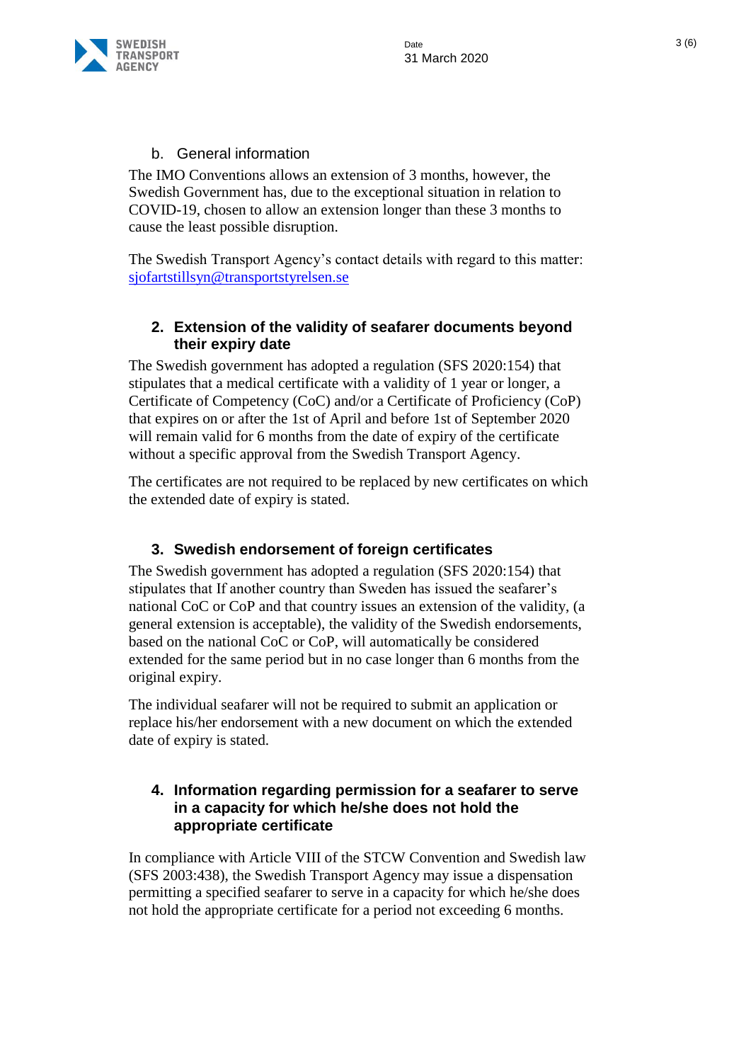### b. General information

The IMO Conventions allows an extension of 3 months, however, the Swedish Government has, due to the exceptional situation in relation to COVID-19, chosen to allow an extension longer than these 3 months to cause the least possible disruption.

The Swedish Transport Agency's contact details with regard to this matter: sjofartstillsyn@transportstyrelsen.se

## 2. Extension of the validity of seafarer documents beyond their expiry date

The Swedish government has adopted a regulation (SFS 2020:154) that stipulates that a medical certificate with a validity of 1 year or longer, a Certificate of Competency (CoC) and/or a Certificate of Proficiency (CoP) that expires on or after the 1st of April and before 1st of September 2020 will remain valid for 6 months from the date of expiry of the certificate without a specific approval from the Swedish Transport Agency.

The certificates are not required to be replaced by new certificates on which the extended date of expiry is stated.

## 3. Swedish endorsement of foreign certificates

The Swedish government has adopted a regulation (SFS 2020:154) that stipulates that If another country than Sweden has issued the seafarer's national CoC or CoP and that country issues an extension of the validity, (a general extension is acceptable), the validity of the Swedish endorsements, based on the national CoC or CoP, will automatically be considered extended for the same period but in no case longer than 6 months from the original expiry.

The individual seafarer will not be required to submit an application or replace his/her endorsement with a new document on which the extended date of expiry is stated.

## 4. Information regarding permission for a seafarer to serve in a capacity for which he/she does not hold the appropriate certificate

In compliance with Article VIII of the STCW Convention and Swedish law (SFS 2003:438), the Swedish Transport Agency may issue a dispensation permitting a specified seafarer to serve in a capacity for which he/she does not hold the appropriate certificate for a period not exceeding 6 months.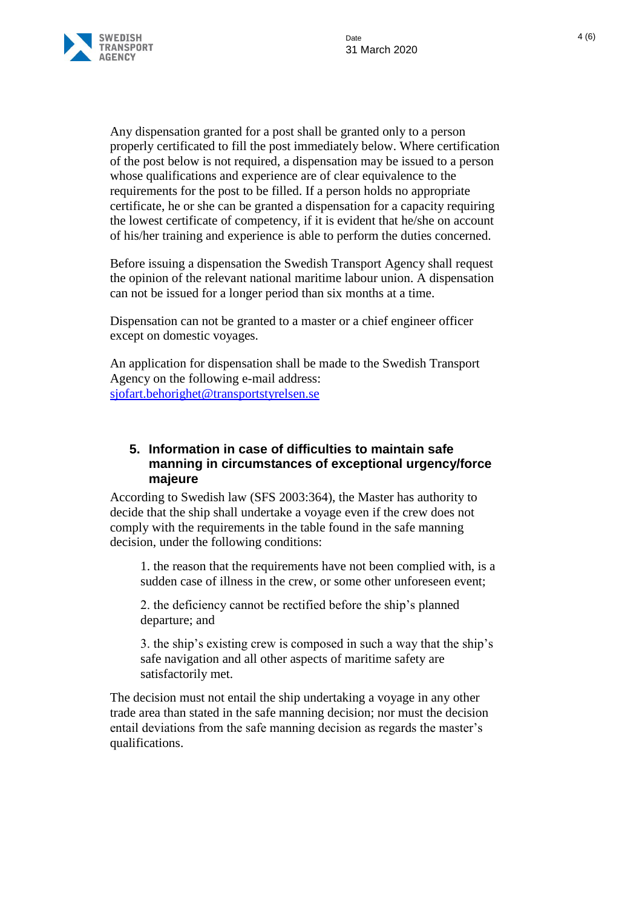Any dispensation granted for a post shall be granted only to a person properly certificated to fill the post immediately below. Where certification of the post below is not required, a dispensation may be issued to a person whose qualifications and experience are of clear equivalence to the requirements for the post to be filled. If a person holds no appropriate certificate, he or she can be granted a dispensation for a capacity requiring the lowest certificate of competency, if it is evident that he/she on account of his/her training and experience is able to perform the duties concerned.

Before issuing a dispensation the Swedish Transport Agency shall request the opinion of the relevant national maritime labour union. A dispensation can not be issued for a longer period than six months at a time.

Dispensation can not be granted to a master or a chief engineer officer except on domestic voyages.

An application for dispensation shall be made to the Swedish Transport Agency on the following e-mail address: [sjofart.behorighet@transportstyrelsen.se](mailto:sjofart.behorighet@transportstyrelsen.se)

## 5. Information in case of difficulties to maintain safe manning in circumstances of exceptional urgency/force majeure

According to Swedish law (SFS 2003:364), the Master has authority to decide that the ship shall undertake a voyage even if the crew does not comply with the requirements in the table found in the safe manning decision, under the following conditions:

1. the reason that the requirements have not been complied with, is a sudden case of illness in the crew, or some other unforeseen event;

2. the deficiency cannot be rectified before the ship's planned departure; and

3. the ship's existing crew is composed in such a way that the ship's safe navigation and all other aspects of maritime safety are satisfactorily met.

The decision must not entail the ship undertaking a voyage in any other trade area than stated in the safe manning decision; nor must the decision entail deviations from the safe manning decision as regards the master's qualifications.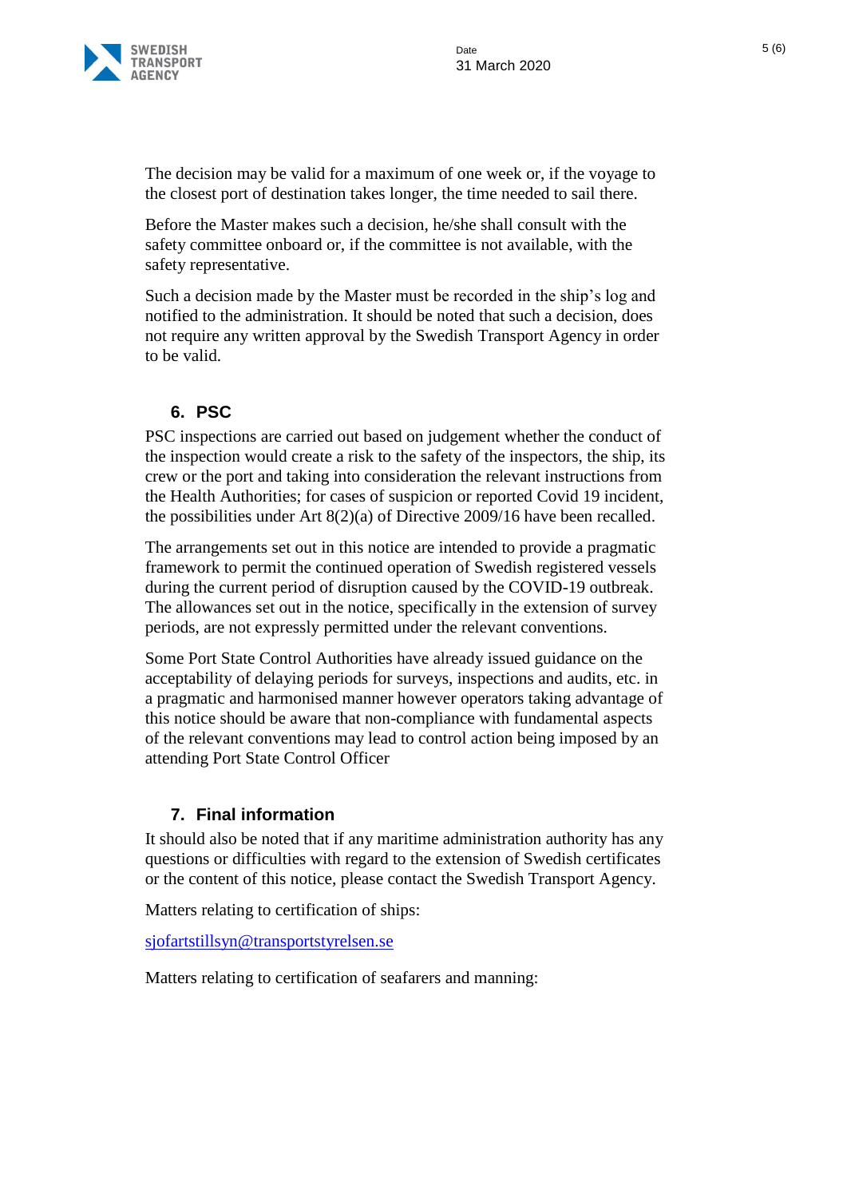The decision may be valid for a maximum of one week or, if the voyage to the closest port of destination takes longer, the time needed to sail there.

Before the Master makes such a decision, he/she shall consult with the safety committee onboard or, if the committee is not available, with the safety representative.

Such a decision made by the Master must be recorded in the ship's log and notified to the administration. It should be noted that such a decision, does not require any written approval by the Swedish Transport Agency in order to be valid.

## 6. PSC

PSC inspections are carried out based on judgement whether the conduct of the inspection would create a risk to the safety of the inspectors, the ship, its crew or the port and taking into consideration the relevant instructions from the Health Authorities; for cases of suspicion or reported Covid 19 incident, the possibilities under Art 8(2)(a) of Directive 2009/16 have been recalled.

The arrangements set out in this notice are intended to provide a pragmatic framework to permit the continued operation of Swedish registered vessels during the current period of disruption caused by the COVID-19 outbreak. The allowances set out in the notice, specifically in the extension of survey periods, are not expressly permitted under the relevant conventions.

Some Port State Control Authorities have already issued guidance on the acceptability of delaying periods for surveys, inspections and audits, etc. in a pragmatic and harmonised manner however operators taking advantage of this notice should be aware that non-compliance with fundamental aspects of the relevant conventions may lead to control action being imposed by an attending Port State Control Officer

## 7. Final information

It should also be noted that if any maritime administration authority has any questions or difficulties with regard to the extension of Swedish certificates or the content of this notice, please contact the Swedish Transport Agency.

Matters relating to certification of ships:

sjofartstillsyn@transportstyrelsen.se

Matters relating to certification of seafarers and manning: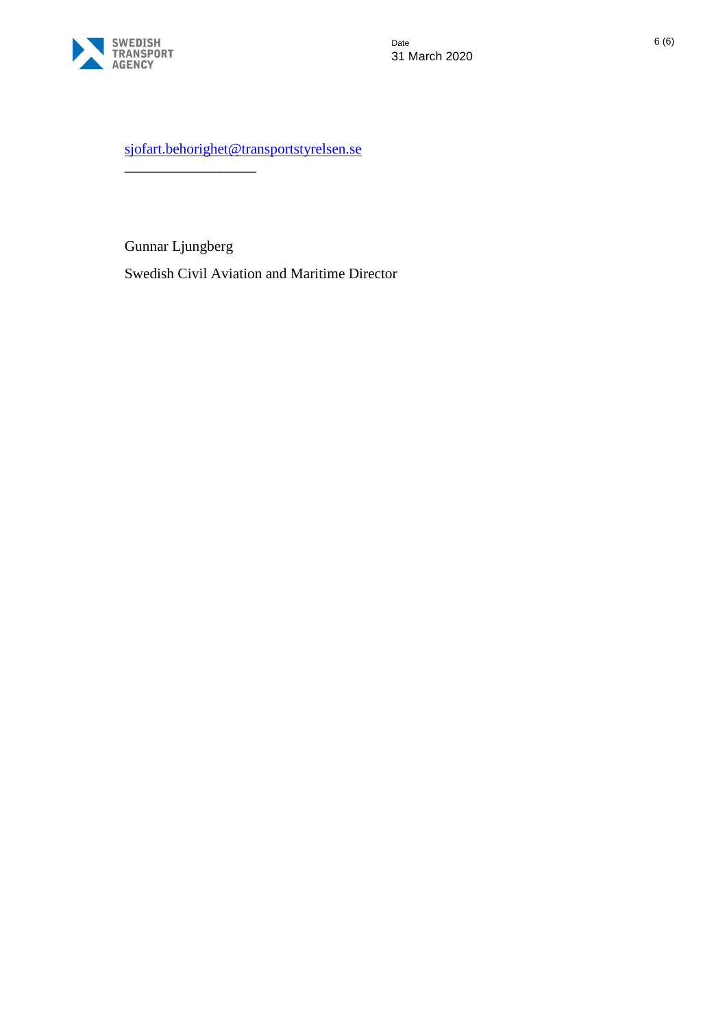sjofart.behorighet@transportstyrelsen.se

___________________

Gunnar Ljungberg

Swedish Civil Aviation and Maritime Director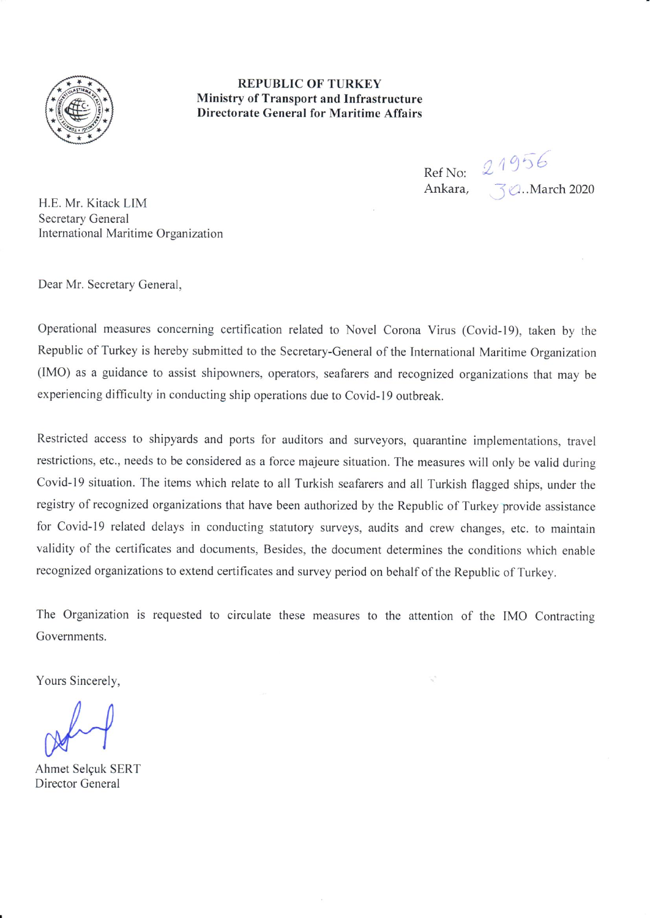**REPUBLIC OF TURKEY**
**Ministry of Transport and Infrastructure**
**Directorate General for Maritime Affairs**

Ref No: 21956
Ankara, 30..March 2020

H.E. Mr. Kitack LIM
Secretary General
International Maritime Organization

Dear Mr. Secretary General,

Operational measures concerning certification related to Novel Corona Virus (Covid-19), taken by the Republic of Turkey is hereby submitted to the Secretary-General of the International Maritime Organization (IMO) as a guidance to assist shipowners, operators, seafarers and recognized organizations that may be experiencing difficulty in conducting ship operations due to Covid-19 outbreak.

Restricted access to shipyards and ports for auditors and surveyors, quarantine implementations, travel restrictions, etc., needs to be considered as a force majeure situation. The measures will only be valid during Covid-19 situation. The items which relate to all Turkish seafarers and all Turkish flagged ships, under the registry of recognized organizations that have been authorized by the Republic of Turkey provide assistance for Covid-19 related delays in conducting statutory surveys, audits and crew changes, etc. to maintain validity of the certificates and documents, Besides, the document determines the conditions which enable recognized organizations to extend certificates and survey period on behalf of the Republic of Turkey.

The Organization is requested to circulate these measures to the attention of the IMO Contracting Governments.

Yours Sincerely,

Ahmet Selçuk SERT
Director General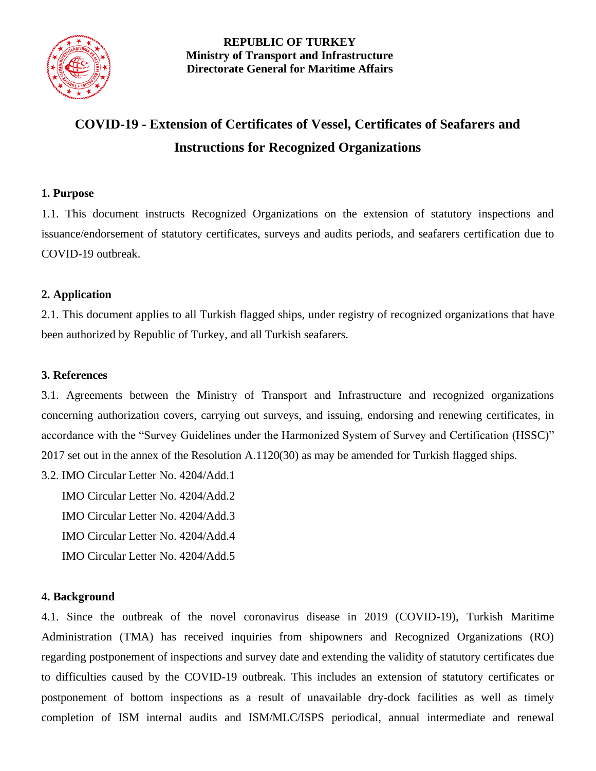**REPUBLIC OF TURKEY**
**Ministry of Transport and Infrastructure**
**Directorate General for Maritime Affairs**

# COVID-19 - Extension of Certificates of Vessel, Certificates of Seafarers and Instructions for Recognized Organizations

## 1. Purpose

1.1. This document instructs Recognized Organizations on the extension of statutory inspections and issuance/endorsement of statutory certificates, surveys and audits periods, and seafarers certification due to COVID-19 outbreak.

## 2. Application

2.1. This document applies to all Turkish flagged ships, under registry of recognized organizations that have been authorized by Republic of Turkey, and all Turkish seafarers.

## 3. References

3.1. Agreements between the Ministry of Transport and Infrastructure and recognized organizations concerning authorization covers, carrying out surveys, and issuing, endorsing and renewing certificates, in accordance with the "Survey Guidelines under the Harmonized System of Survey and Certification (HSSC)" 2017 set out in the annex of the Resolution A.1120(30) as may be amended for Turkish flagged ships.

3.2. IMO Circular Letter No. 4204/Add.1
IMO Circular Letter No. 4204/Add.2
IMO Circular Letter No. 4204/Add.3
IMO Circular Letter No. 4204/Add.4
IMO Circular Letter No. 4204/Add.5

## 4. Background

4.1. Since the outbreak of the novel coronavirus disease in 2019 (COVID-19), Turkish Maritime Administration (TMA) has received inquiries from shipowners and Recognized Organizations (RO) regarding postponement of inspections and survey date and extending the validity of statutory certificates due to difficulties caused by the COVID-19 outbreak. This includes an extension of statutory certificates or postponement of bottom inspections as a result of unavailable dry-dock facilities as well as timely completion of ISM internal audits and ISM/MLC/ISPS periodical, annual intermediate and renewal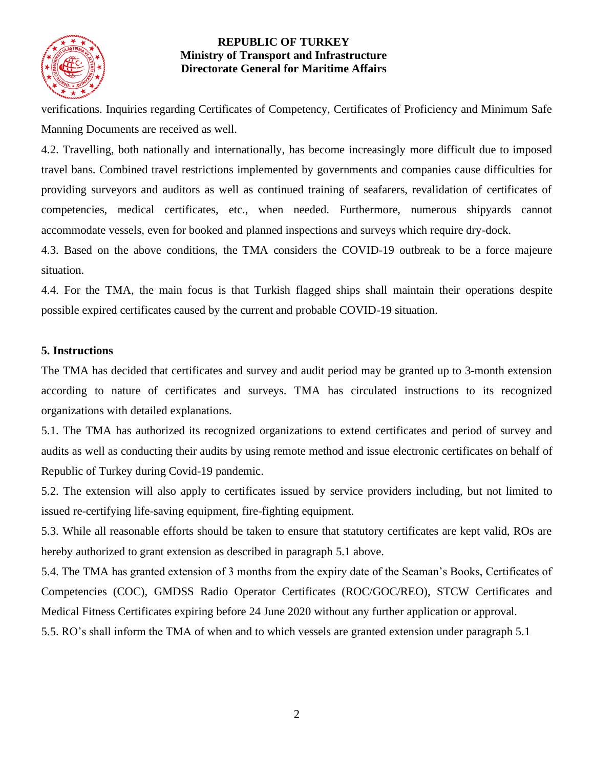verifications. Inquiries regarding Certificates of Competency, Certificates of Proficiency and Minimum Safe Manning Documents are received as well.

4.2. Travelling, both nationally and internationally, has become increasingly more difficult due to imposed travel bans. Combined travel restrictions implemented by governments and companies cause difficulties for providing surveyors and auditors as well as continued training of seafarers, revalidation of certificates of competencies, medical certificates, etc., when needed. Furthermore, numerous shipyards cannot accommodate vessels, even for booked and planned inspections and surveys which require dry-dock.

4.3. Based on the above conditions, the TMA considers the COVID-19 outbreak to be a force majeure situation.

4.4. For the TMA, the main focus is that Turkish flagged ships shall maintain their operations despite possible expired certificates caused by the current and probable COVID-19 situation.

## 5. Instructions

The TMA has decided that certificates and survey and audit period may be granted up to 3-month extension according to nature of certificates and surveys. TMA has circulated instructions to its recognized organizations with detailed explanations.

5.1. The TMA has authorized its recognized organizations to extend certificates and period of survey and audits as well as conducting their audits by using remote method and issue electronic certificates on behalf of Republic of Turkey during Covid-19 pandemic.

5.2. The extension will also apply to certificates issued by service providers including, but not limited to issued re-certifying life-saving equipment, fire-fighting equipment.

5.3. While all reasonable efforts should be taken to ensure that statutory certificates are kept valid, ROs are hereby authorized to grant extension as described in paragraph 5.1 above.

5.4. The TMA has granted extension of 3 months from the expiry date of the Seaman's Books, Certificates of Competencies (COC), GMDSS Radio Operator Certificates (ROC/GOC/REO), STCW Certificates and Medical Fitness Certificates expiring before 24 June 2020 without any further application or approval.

5.5. RO's shall inform the TMA of when and to which vessels are granted extension under paragraph 5.1